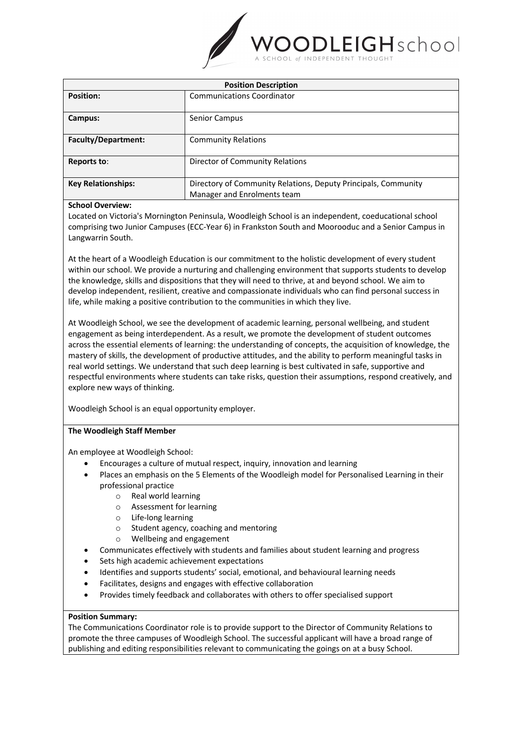WOODLEIGH school
A SCHOOL of INDEPENDENT THOUGHT

| Position Description | |
|---|---|
| **Position:** | Communications Coordinator |
| **Campus:** | Senior Campus |
| **Faculty/Department:** | Community Relations |
| **Reports to**: | Director of Community Relations |
| **Key Relationships:** | Directory of Community Relations, Deputy Principals, Community Manager and Enrolments team |

**School Overview:**

Located on Victoria's Mornington Peninsula, Woodleigh School is an independent, coeducational school comprising two Junior Campuses (ECC-Year 6) in Frankston South and Moorooduc and a Senior Campus in Langwarrin South.

At the heart of a Woodleigh Education is our commitment to the holistic development of every student within our school. We provide a nurturing and challenging environment that supports students to develop the knowledge, skills and dispositions that they will need to thrive, at and beyond school. We aim to develop independent, resilient, creative and compassionate individuals who can find personal success in life, while making a positive contribution to the communities in which they live.

At Woodleigh School, we see the development of academic learning, personal wellbeing, and student engagement as being interdependent. As a result, we promote the development of student outcomes across the essential elements of learning: the understanding of concepts, the acquisition of knowledge, the mastery of skills, the development of productive attitudes, and the ability to perform meaningful tasks in real world settings. We understand that such deep learning is best cultivated in safe, supportive and respectful environments where students can take risks, question their assumptions, respond creatively, and explore new ways of thinking.

Woodleigh School is an equal opportunity employer.

**The Woodleigh Staff Member**

An employee at Woodleigh School:

- Encourages a culture of mutual respect, inquiry, innovation and learning
- Places an emphasis on the 5 Elements of the Woodleigh model for Personalised Learning in their professional practice
    - Real world learning
    - Assessment for learning
    - Life-long learning
    - Student agency, coaching and mentoring
    - Wellbeing and engagement
- Communicates effectively with students and families about student learning and progress
- Sets high academic achievement expectations
- Identifies and supports students' social, emotional, and behavioural learning needs
- Facilitates, designs and engages with effective collaboration
- Provides timely feedback and collaborates with others to offer specialised support

**Position Summary:**

The Communications Coordinator role is to provide support to the Director of Community Relations to promote the three campuses of Woodleigh School. The successful applicant will have a broad range of publishing and editing responsibilities relevant to communicating the goings on at a busy School.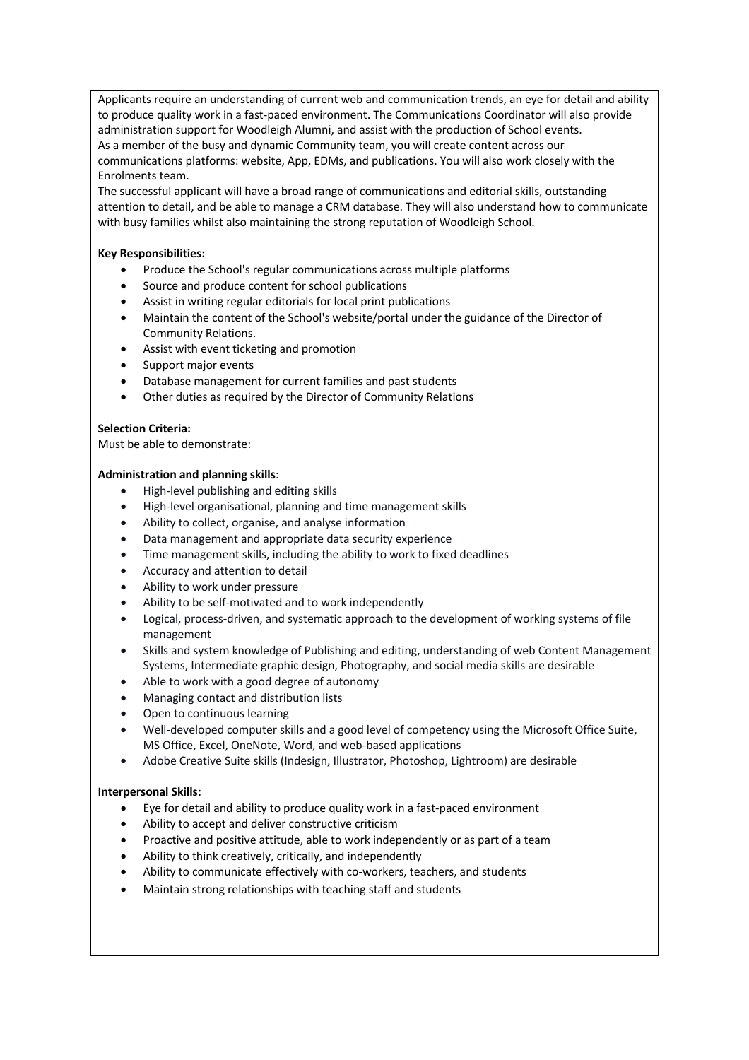Applicants require an understanding of current web and communication trends, an eye for detail and ability to produce quality work in a fast-paced environment. The Communications Coordinator will also provide administration support for Woodleigh Alumni, and assist with the production of School events.
As a member of the busy and dynamic Community team, you will create content across our communications platforms: website, App, EDMs, and publications. You will also work closely with the Enrolments team.
The successful applicant will have a broad range of communications and editorial skills, outstanding attention to detail, and be able to manage a CRM database. They will also understand how to communicate with busy families whilst also maintaining the strong reputation of Woodleigh School.

**Key Responsibilities:**

- Produce the School's regular communications across multiple platforms
- Source and produce content for school publications
- Assist in writing regular editorials for local print publications
- Maintain the content of the School's website/portal under the guidance of the Director of Community Relations.
- Assist with event ticketing and promotion
- Support major events
- Database management for current families and past students
- Other duties as required by the Director of Community Relations

**Selection Criteria:**
Must be able to demonstrate:

**Administration and planning skills**:

- High-level publishing and editing skills
- High-level organisational, planning and time management skills
- Ability to collect, organise, and analyse information
- Data management and appropriate data security experience
- Time management skills, including the ability to work to fixed deadlines
- Accuracy and attention to detail
- Ability to work under pressure
- Ability to be self-motivated and to work independently
- Logical, process-driven, and systematic approach to the development of working systems of file management
- Skills and system knowledge of Publishing and editing, understanding of web Content Management Systems, Intermediate graphic design, Photography, and social media skills are desirable
- Able to work with a good degree of autonomy
- Managing contact and distribution lists
- Open to continuous learning
- Well-developed computer skills and a good level of competency using the Microsoft Office Suite, MS Office, Excel, OneNote, Word, and web-based applications
- Adobe Creative Suite skills (Indesign, Illustrator, Photoshop, Lightroom) are desirable

**Interpersonal Skills:**

- Eye for detail and ability to produce quality work in a fast-paced environment
- Ability to accept and deliver constructive criticism
- Proactive and positive attitude, able to work independently or as part of a team
- Ability to think creatively, critically, and independently
- Ability to communicate effectively with co-workers, teachers, and students
- Maintain strong relationships with teaching staff and students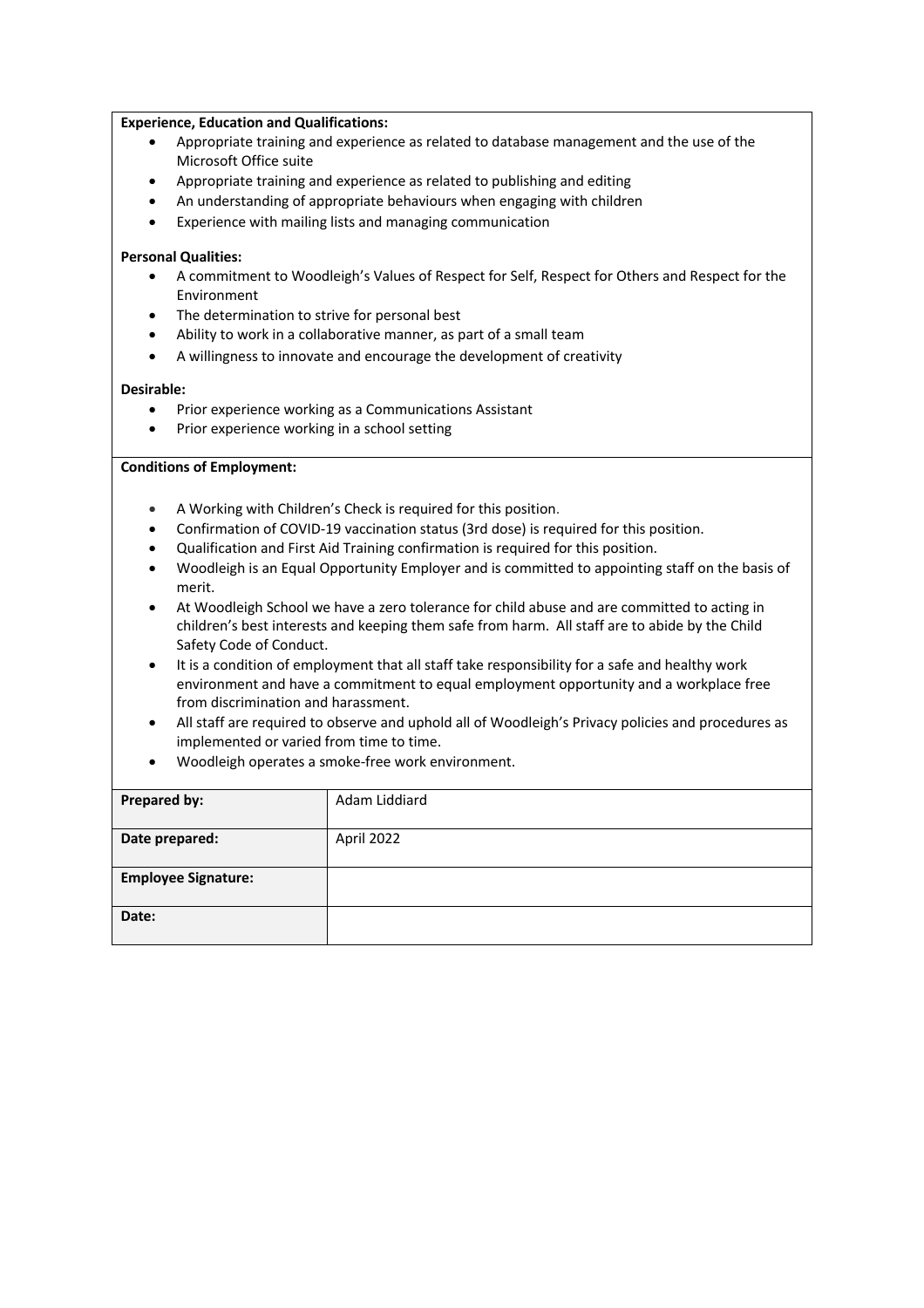**Experience, Education and Qualifications:**

- Appropriate training and experience as related to database management and the use of the Microsoft Office suite
- Appropriate training and experience as related to publishing and editing
- An understanding of appropriate behaviours when engaging with children
- Experience with mailing lists and managing communication

**Personal Qualities:**

- A commitment to Woodleigh's Values of Respect for Self, Respect for Others and Respect for the Environment
- The determination to strive for personal best
- Ability to work in a collaborative manner, as part of a small team
- A willingness to innovate and encourage the development of creativity

**Desirable:**

- Prior experience working as a Communications Assistant
- Prior experience working in a school setting

**Conditions of Employment:**

- A Working with Children's Check is required for this position.
- Confirmation of COVID-19 vaccination status (3rd dose) is required for this position.
- Qualification and First Aid Training confirmation is required for this position.
- Woodleigh is an Equal Opportunity Employer and is committed to appointing staff on the basis of merit.
- At Woodleigh School we have a zero tolerance for child abuse and are committed to acting in children's best interests and keeping them safe from harm. All staff are to abide by the Child Safety Code of Conduct.
- It is a condition of employment that all staff take responsibility for a safe and healthy work environment and have a commitment to equal employment opportunity and a workplace free from discrimination and harassment.
- All staff are required to observe and uphold all of Woodleigh's Privacy policies and procedures as implemented or varied from time to time.
- Woodleigh operates a smoke-free work environment.

| | |
|---|---|
| **Prepared by:** | Adam Liddiard |
| **Date prepared:** | April 2022 |
| **Employee Signature:** | |
| **Date:** | |